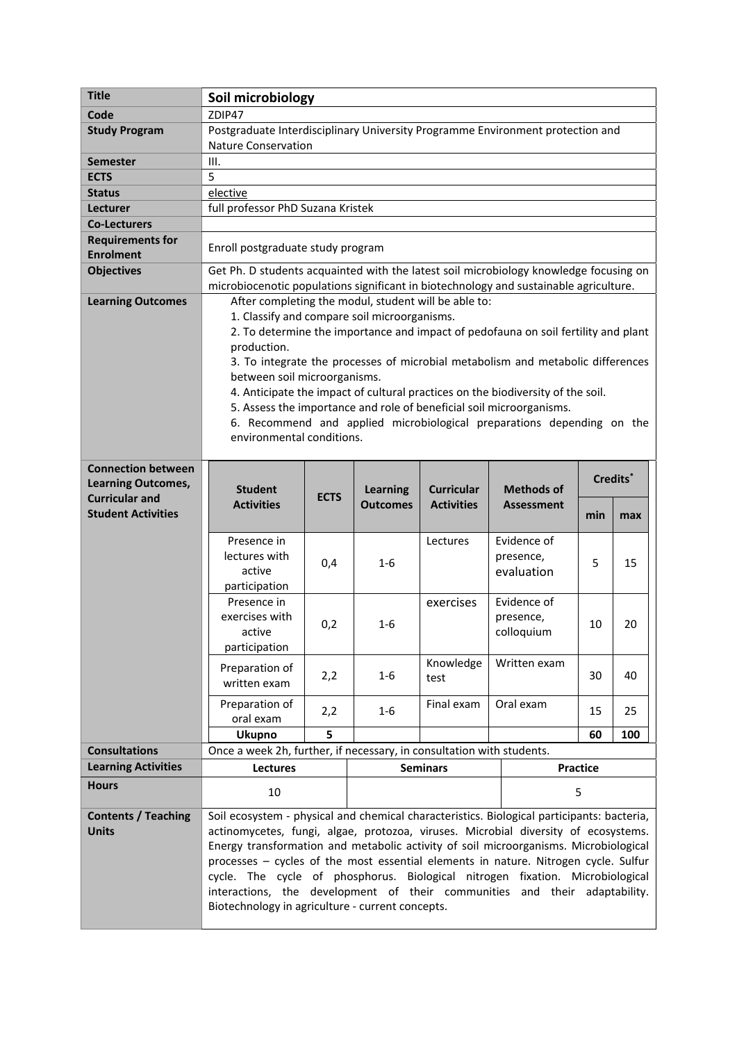| Title | **Soil microbiology** |
|---|---|
| Code | ZDIP47 |
| Study Program | Postgraduate Interdisciplinary University Programme Environment protection and Nature Conservation |
| Semester | III. |
| ECTS | 5 |
| Status | elective |
| Lecturer | full professor PhD Suzana Kristek |
| Co-Lecturers | |
| Requirements for Enrolment | Enroll postgraduate study program |
| Objectives | Get Ph. D students acquainted with the latest soil microbiology knowledge focusing on microbiocenotic populations significant in biotechnology and sustainable agriculture. |
| Learning Outcomes | After completing the modul, student will be able to:<br>1. Classify and compare soil microorganisms.<br>2. To determine the importance and impact of pedofauna on soil fertility and plant production.<br>3. To integrate the processes of microbial metabolism and metabolic differences between soil microorganisms.<br>4. Anticipate the impact of cultural practices on the biodiversity of the soil.<br>5. Assess the importance and role of beneficial soil microorganisms.<br>6. Recommend and applied microbiological preparations depending on the environmental conditions. |

**Connection between Learning Outcomes, Curricular and Student Activities**

| Student Activities | ECTS | Learning Outcomes | Curricular Activities | Methods of Assessment | Credits* | |
|---|---|---|---|---|---|---|
| | | | | | min | max |
| Presence in lectures with active participation | 0,4 | 1-6 | Lectures | Evidence of presence, evaluation | 5 | 15 |
| Presence in exercises with active participation | 0,2 | 1-6 | exercises | Evidence of presence, colloquium | 10 | 20 |
| Preparation of written exam | 2,2 | 1-6 | Knowledge test | Written exam | 30 | 40 |
| Preparation of oral exam | 2,2 | 1-6 | Final exam | Oral exam | 15 | 25 |
| **Ukupno** | **5** | | | | **60** | **100** |

| Consultations | Once a week 2h, further, if necessary, in consultation with students. | | |
|---|---|---|---|
| Learning Activities | **Lectures** | **Seminars** | **Practice** |
| Hours | 10 | | 5 |

| Contents / Teaching Units | Soil ecosystem - physical and chemical characteristics. Biological participants: bacteria, actinomycetes, fungi, algae, protozoa, viruses. Microbial diversity of ecosystems. Energy transformation and metabolic activity of soil microorganisms. Microbiological processes – cycles of the most essential elements in nature. Nitrogen cycle. Sulfur cycle. The cycle of phosphorus. Biological nitrogen fixation. Microbiological interactions, the development of their communities and their adaptability. Biotechnology in agriculture - current concepts. |
|---|---|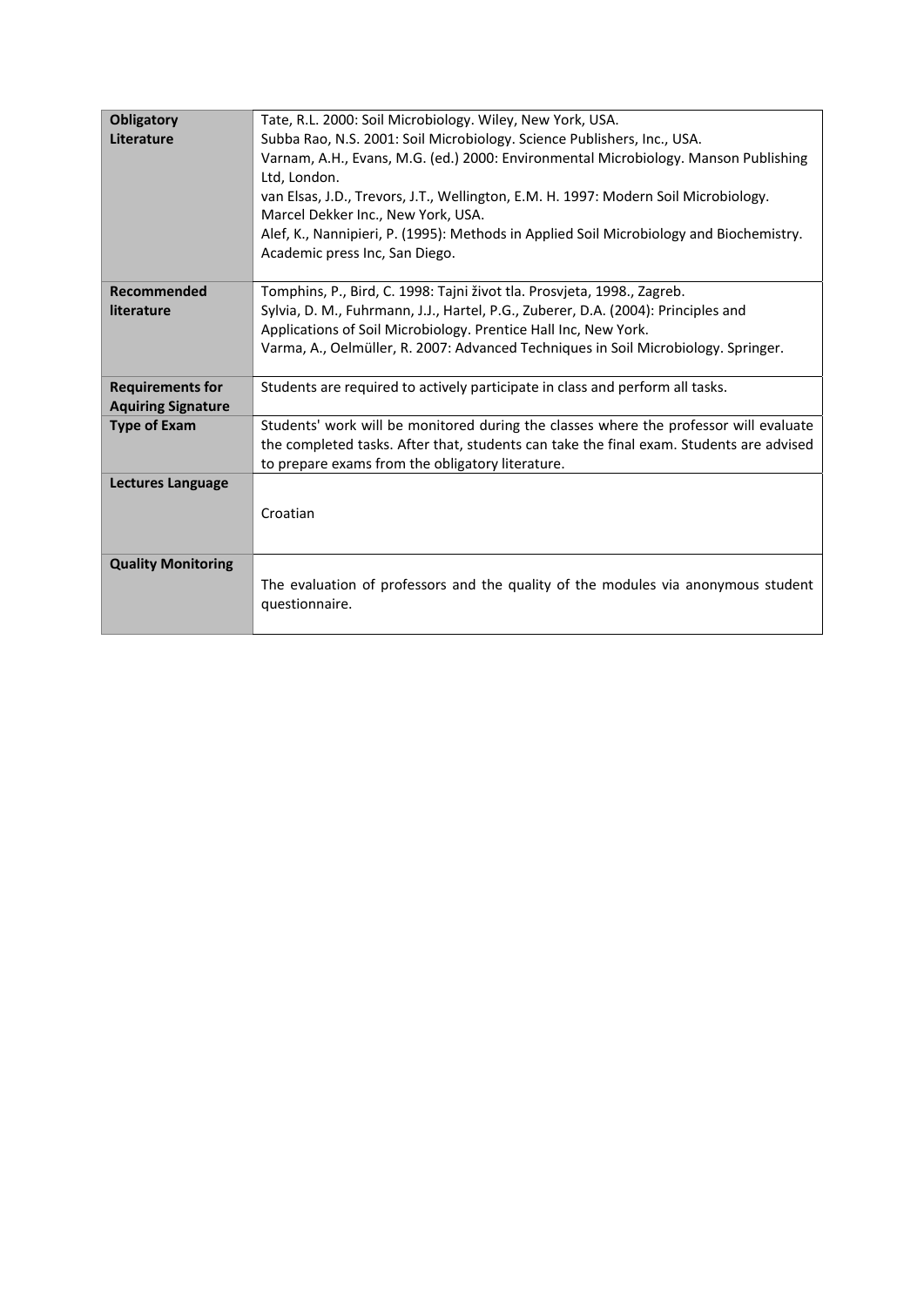| | |
|---|---|
| **Obligatory Literature** | Tate, R.L. 2000: Soil Microbiology. Wiley, New York, USA.<br>Subba Rao, N.S. 2001: Soil Microbiology. Science Publishers, Inc., USA.<br>Varnam, A.H., Evans, M.G. (ed.) 2000: Environmental Microbiology. Manson Publishing Ltd, London.<br>van Elsas, J.D., Trevors, J.T., Wellington, E.M. H. 1997: Modern Soil Microbiology. Marcel Dekker Inc., New York, USA.<br>Alef, K., Nannipieri, P. (1995): Methods in Applied Soil Microbiology and Biochemistry. Academic press Inc, San Diego. |
| **Recommended literature** | Tomphins, P., Bird, C. 1998: Tajni život tla. Prosvjeta, 1998., Zagreb.<br>Sylvia, D. M., Fuhrmann, J.J., Hartel, P.G., Zuberer, D.A. (2004): Principles and Applications of Soil Microbiology. Prentice Hall Inc, New York.<br>Varma, A., Oelmüller, R. 2007: Advanced Techniques in Soil Microbiology. Springer. |
| **Requirements for Aquiring Signature** | Students are required to actively participate in class and perform all tasks. |
| **Type of Exam** | Students' work will be monitored during the classes where the professor will evaluate the completed tasks. After that, students can take the final exam. Students are advised to prepare exams from the obligatory literature. |
| **Lectures Language** | Croatian |
| **Quality Monitoring** | The evaluation of professors and the quality of the modules via anonymous student questionnaire. |